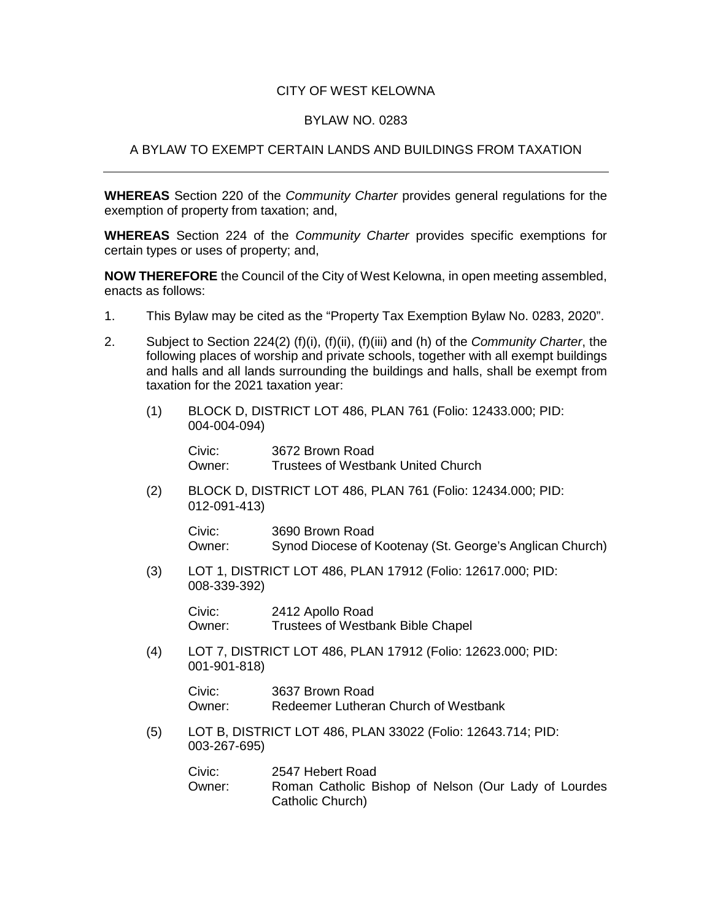# CITY OF WEST KELOWNA

## BYLAW NO. 0283

## A BYLAW TO EXEMPT CERTAIN LANDS AND BUILDINGS FROM TAXATION

---

**WHEREAS** Section 220 of the *Community Charter* provides general regulations for the exemption of property from taxation; and,

**WHEREAS** Section 224 of the *Community Charter* provides specific exemptions for certain types or uses of property; and,

**NOW THEREFORE** the Council of the City of West Kelowna, in open meeting assembled, enacts as follows:

1. This Bylaw may be cited as the "Property Tax Exemption Bylaw No. 0283, 2020".

2. Subject to Section 224(2) (f)(i), (f)(ii), (f)(iii) and (h) of the *Community Charter*, the following places of worship and private schools, together with all exempt buildings and halls and all lands surrounding the buildings and halls, shall be exempt from taxation for the 2021 taxation year:

   (1) BLOCK D, DISTRICT LOT 486, PLAN 761 (Folio: 12433.000; PID: 004-004-094)

   Civic: 3672 Brown Road
   Owner: Trustees of Westbank United Church

   (2) BLOCK D, DISTRICT LOT 486, PLAN 761 (Folio: 12434.000; PID: 012-091-413)

   Civic: 3690 Brown Road
   Owner: Synod Diocese of Kootenay (St. George's Anglican Church)

   (3) LOT 1, DISTRICT LOT 486, PLAN 17912 (Folio: 12617.000; PID: 008-339-392)

   Civic: 2412 Apollo Road
   Owner: Trustees of Westbank Bible Chapel

   (4) LOT 7, DISTRICT LOT 486, PLAN 17912 (Folio: 12623.000; PID: 001-901-818)

   Civic: 3637 Brown Road
   Owner: Redeemer Lutheran Church of Westbank

   (5) LOT B, DISTRICT LOT 486, PLAN 33022 (Folio: 12643.714; PID: 003-267-695)

   Civic: 2547 Hebert Road
   Owner: Roman Catholic Bishop of Nelson (Our Lady of Lourdes Catholic Church)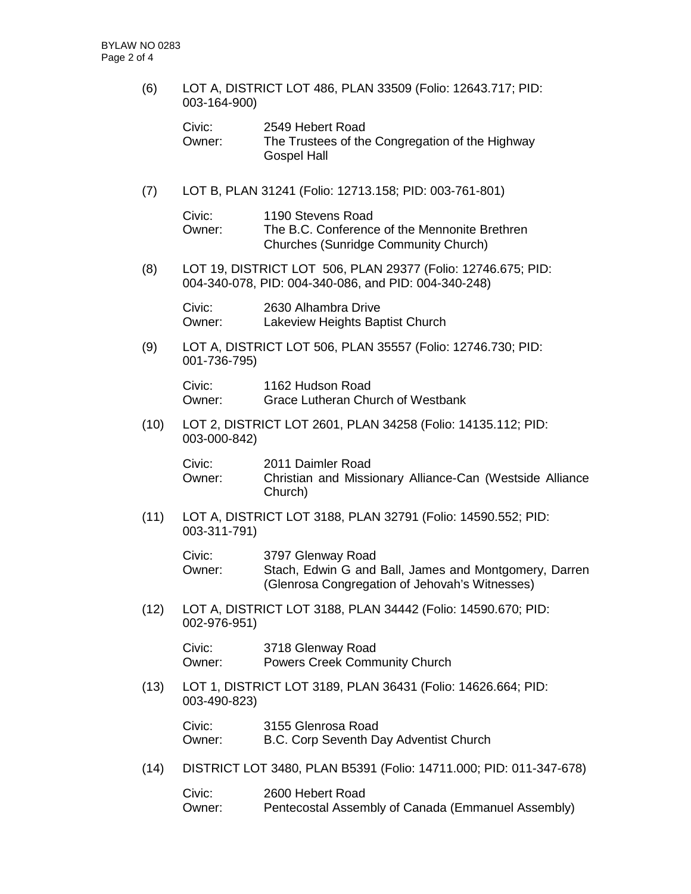(6) LOT A, DISTRICT LOT 486, PLAN 33509 (Folio: 12643.717; PID: 003-164-900)

Civic: 2549 Hebert Road
Owner: The Trustees of the Congregation of the Highway Gospel Hall

(7) LOT B, PLAN 31241 (Folio: 12713.158; PID: 003-761-801)

Civic: 1190 Stevens Road
Owner: The B.C. Conference of the Mennonite Brethren Churches (Sunridge Community Church)

(8) LOT 19, DISTRICT LOT 506, PLAN 29377 (Folio: 12746.675; PID: 004-340-078, PID: 004-340-086, and PID: 004-340-248)

Civic: 2630 Alhambra Drive
Owner: Lakeview Heights Baptist Church

(9) LOT A, DISTRICT LOT 506, PLAN 35557 (Folio: 12746.730; PID: 001-736-795)

Civic: 1162 Hudson Road
Owner: Grace Lutheran Church of Westbank

(10) LOT 2, DISTRICT LOT 2601, PLAN 34258 (Folio: 14135.112; PID: 003-000-842)

Civic: 2011 Daimler Road
Owner: Christian and Missionary Alliance-Can (Westside Alliance Church)

(11) LOT A, DISTRICT LOT 3188, PLAN 32791 (Folio: 14590.552; PID: 003-311-791)

Civic: 3797 Glenway Road
Owner: Stach, Edwin G and Ball, James and Montgomery, Darren (Glenrosa Congregation of Jehovah's Witnesses)

(12) LOT A, DISTRICT LOT 3188, PLAN 34442 (Folio: 14590.670; PID: 002-976-951)

Civic: 3718 Glenway Road
Owner: Powers Creek Community Church

(13) LOT 1, DISTRICT LOT 3189, PLAN 36431 (Folio: 14626.664; PID: 003-490-823)

Civic: 3155 Glenrosa Road
Owner: B.C. Corp Seventh Day Adventist Church

(14) DISTRICT LOT 3480, PLAN B5391 (Folio: 14711.000; PID: 011-347-678)

Civic: 2600 Hebert Road
Owner: Pentecostal Assembly of Canada (Emmanuel Assembly)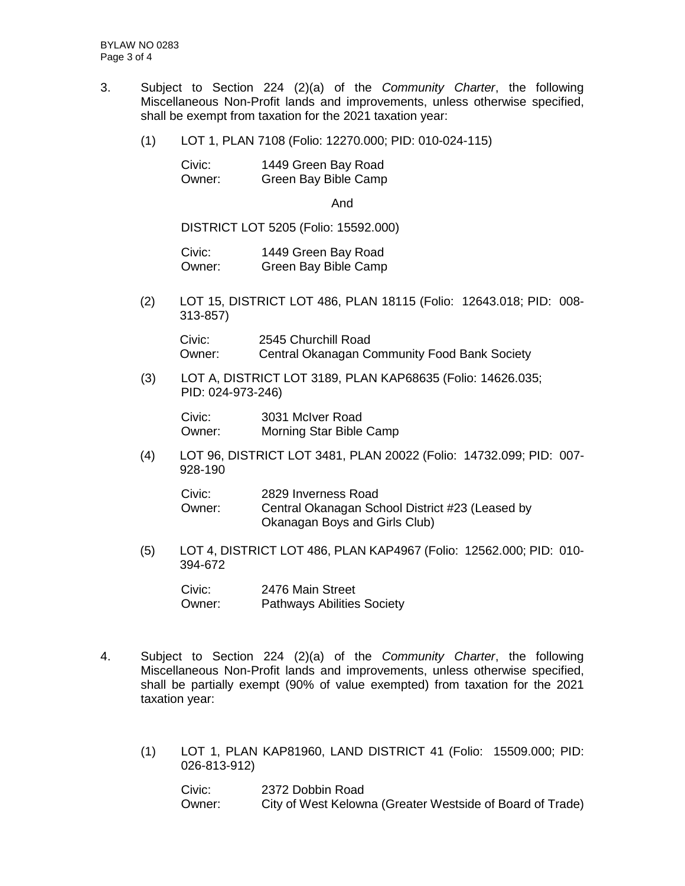3. Subject to Section 224 (2)(a) of the *Community Charter*, the following Miscellaneous Non-Profit lands and improvements, unless otherwise specified, shall be exempt from taxation for the 2021 taxation year:

   (1) LOT 1, PLAN 7108 (Folio: 12270.000; PID: 010-024-115)

   Civic: 1449 Green Bay Road
   Owner: Green Bay Bible Camp

   And

   DISTRICT LOT 5205 (Folio: 15592.000)

   Civic: 1449 Green Bay Road
   Owner: Green Bay Bible Camp

   (2) LOT 15, DISTRICT LOT 486, PLAN 18115 (Folio: 12643.018; PID: 008-313-857)

   Civic: 2545 Churchill Road
   Owner: Central Okanagan Community Food Bank Society

   (3) LOT A, DISTRICT LOT 3189, PLAN KAP68635 (Folio: 14626.035; PID: 024-973-246)

   Civic: 3031 McIver Road
   Owner: Morning Star Bible Camp

   (4) LOT 96, DISTRICT LOT 3481, PLAN 20022 (Folio: 14732.099; PID: 007-928-190

   Civic: 2829 Inverness Road
   Owner: Central Okanagan School District #23 (Leased by Okanagan Boys and Girls Club)

   (5) LOT 4, DISTRICT LOT 486, PLAN KAP4967 (Folio: 12562.000; PID: 010-394-672

   Civic: 2476 Main Street
   Owner: Pathways Abilities Society

4. Subject to Section 224 (2)(a) of the *Community Charter*, the following Miscellaneous Non-Profit lands and improvements, unless otherwise specified, shall be partially exempt (90% of value exempted) from taxation for the 2021 taxation year:

   (1) LOT 1, PLAN KAP81960, LAND DISTRICT 41 (Folio: 15509.000; PID: 026-813-912)

   Civic: 2372 Dobbin Road
   Owner: City of West Kelowna (Greater Westside of Board of Trade)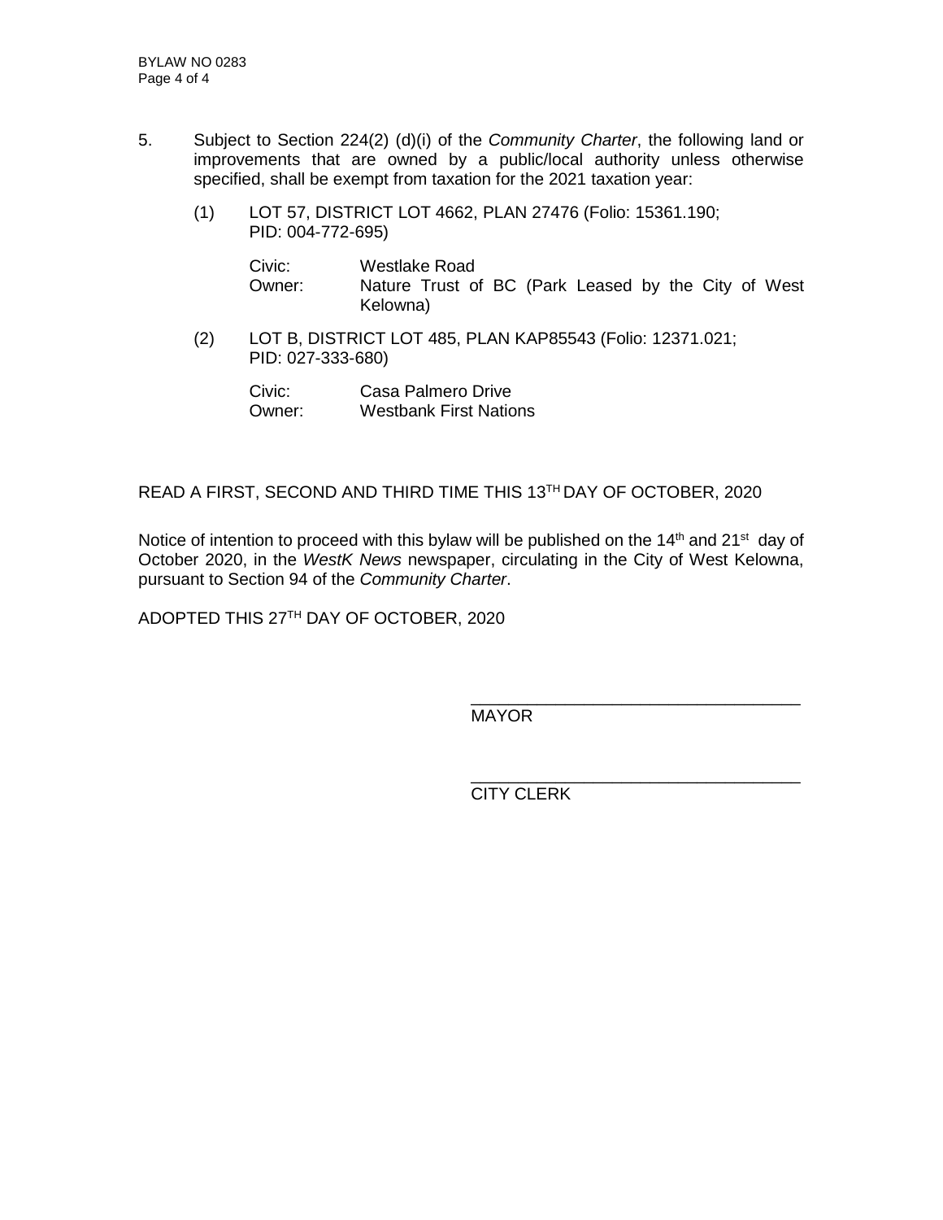5. Subject to Section 224(2) (d)(i) of the *Community Charter*, the following land or improvements that are owned by a public/local authority unless otherwise specified, shall be exempt from taxation for the 2021 taxation year:

   (1) LOT 57, DISTRICT LOT 4662, PLAN 27476 (Folio: 15361.190; PID: 004-772-695)

   Civic: Westlake Road
   Owner: Nature Trust of BC (Park Leased by the City of West Kelowna)

   (2) LOT B, DISTRICT LOT 485, PLAN KAP85543 (Folio: 12371.021; PID: 027-333-680)

   Civic: Casa Palmero Drive
   Owner: Westbank First Nations

READ A FIRST, SECOND AND THIRD TIME THIS 13TH DAY OF OCTOBER, 2020

Notice of intention to proceed with this bylaw will be published on the 14th and 21st day of October 2020, in the *WestK News* newspaper, circulating in the City of West Kelowna, pursuant to Section 94 of the *Community Charter*.

ADOPTED THIS 27TH DAY OF OCTOBER, 2020

___________________________________
MAYOR

___________________________________
CITY CLERK